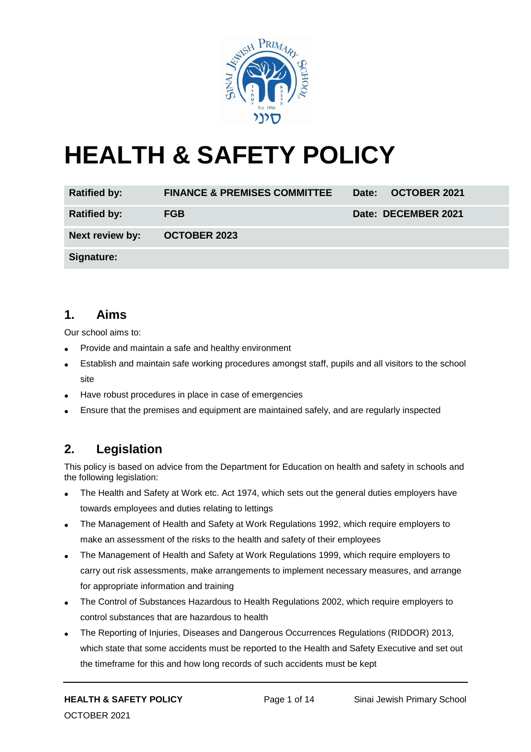# HEALTH & SAFETY POLICY

| | | | |
|---|---|---|---|
| **Ratified by:** | **FINANCE & PREMISES COMMITTEE** | **Date:** | **OCTOBER 2021** |
| **Ratified by:** | **FGB** | **Date:** | **DECEMBER 2021** |
| **Next review by:** | **OCTOBER 2023** | | |
| **Signature:** | | | |

## 1. Aims

Our school aims to:

- Provide and maintain a safe and healthy environment
- Establish and maintain safe working procedures amongst staff, pupils and all visitors to the school site
- Have robust procedures in place in case of emergencies
- Ensure that the premises and equipment are maintained safely, and are regularly inspected

## 2. Legislation

This policy is based on advice from the Department for Education on health and safety in schools and the following legislation:

- The Health and Safety at Work etc. Act 1974, which sets out the general duties employers have towards employees and duties relating to lettings
- The Management of Health and Safety at Work Regulations 1992, which require employers to make an assessment of the risks to the health and safety of their employees
- The Management of Health and Safety at Work Regulations 1999, which require employers to carry out risk assessments, make arrangements to implement necessary measures, and arrange for appropriate information and training
- The Control of Substances Hazardous to Health Regulations 2002, which require employers to control substances that are hazardous to health
- The Reporting of Injuries, Diseases and Dangerous Occurrences Regulations (RIDDOR) 2013, which state that some accidents must be reported to the Health and Safety Executive and set out the timeframe for this and how long records of such accidents must be kept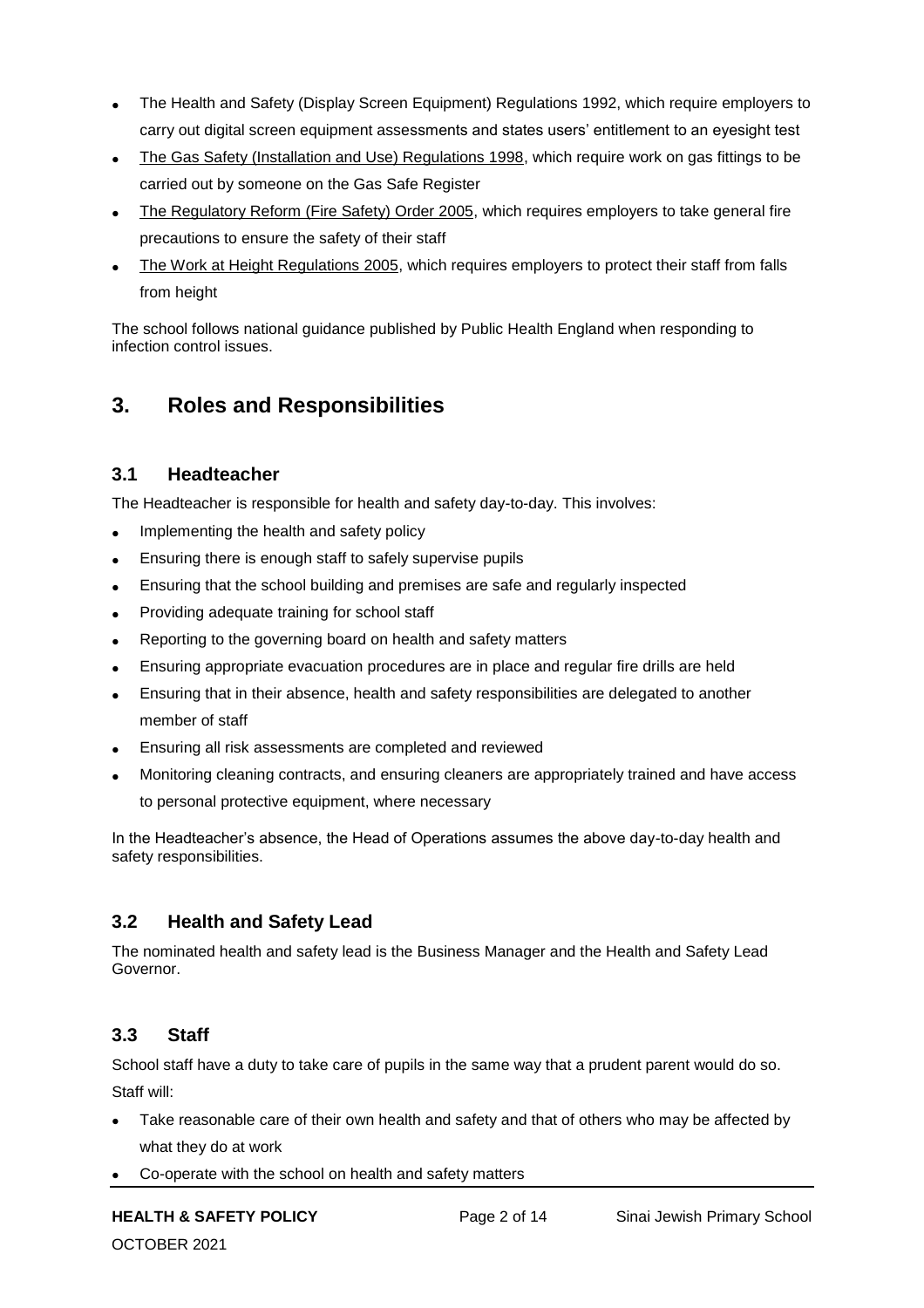- The Health and Safety (Display Screen Equipment) Regulations 1992, which require employers to carry out digital screen equipment assessments and states users' entitlement to an eyesight test
- The Gas Safety (Installation and Use) Regulations 1998, which require work on gas fittings to be carried out by someone on the Gas Safe Register
- The Regulatory Reform (Fire Safety) Order 2005, which requires employers to take general fire precautions to ensure the safety of their staff
- The Work at Height Regulations 2005, which requires employers to protect their staff from falls from height

The school follows national guidance published by Public Health England when responding to infection control issues.

## 3. Roles and Responsibilities

### 3.1 Headteacher

The Headteacher is responsible for health and safety day-to-day. This involves:

- Implementing the health and safety policy
- Ensuring there is enough staff to safely supervise pupils
- Ensuring that the school building and premises are safe and regularly inspected
- Providing adequate training for school staff
- Reporting to the governing board on health and safety matters
- Ensuring appropriate evacuation procedures are in place and regular fire drills are held
- Ensuring that in their absence, health and safety responsibilities are delegated to another member of staff
- Ensuring all risk assessments are completed and reviewed
- Monitoring cleaning contracts, and ensuring cleaners are appropriately trained and have access to personal protective equipment, where necessary

In the Headteacher's absence, the Head of Operations assumes the above day-to-day health and safety responsibilities.

### 3.2 Health and Safety Lead

The nominated health and safety lead is the Business Manager and the Health and Safety Lead Governor.

### 3.3 Staff

School staff have a duty to take care of pupils in the same way that a prudent parent would do so. Staff will:

- Take reasonable care of their own health and safety and that of others who may be affected by what they do at work
- Co-operate with the school on health and safety matters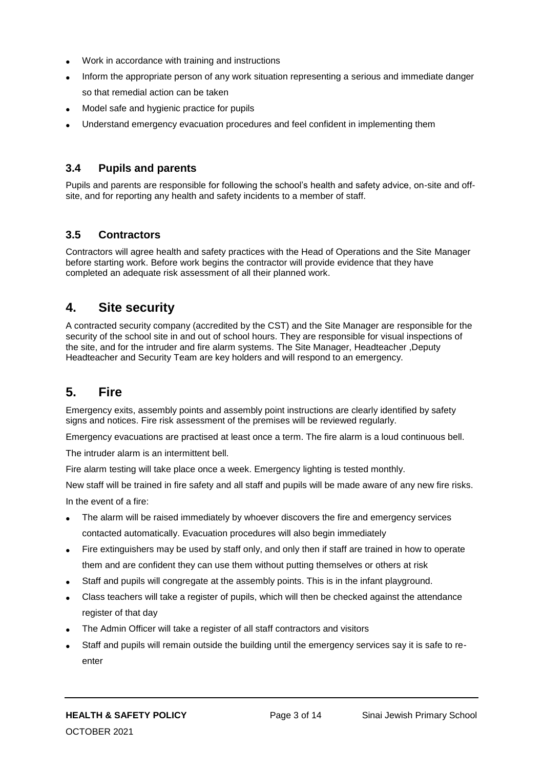- Work in accordance with training and instructions
- Inform the appropriate person of any work situation representing a serious and immediate danger so that remedial action can be taken
- Model safe and hygienic practice for pupils
- Understand emergency evacuation procedures and feel confident in implementing them

### 3.4 Pupils and parents

Pupils and parents are responsible for following the school's health and safety advice, on-site and off-site, and for reporting any health and safety incidents to a member of staff.

### 3.5 Contractors

Contractors will agree health and safety practices with the Head of Operations and the Site Manager before starting work. Before work begins the contractor will provide evidence that they have completed an adequate risk assessment of all their planned work.

## 4. Site security

A contracted security company (accredited by the CST) and the Site Manager are responsible for the security of the school site in and out of school hours. They are responsible for visual inspections of the site, and for the intruder and fire alarm systems. The Site Manager, Headteacher ,Deputy Headteacher and Security Team are key holders and will respond to an emergency.

## 5. Fire

Emergency exits, assembly points and assembly point instructions are clearly identified by safety signs and notices. Fire risk assessment of the premises will be reviewed regularly.

Emergency evacuations are practised at least once a term. The fire alarm is a loud continuous bell.

The intruder alarm is an intermittent bell.

Fire alarm testing will take place once a week. Emergency lighting is tested monthly.

New staff will be trained in fire safety and all staff and pupils will be made aware of any new fire risks.

In the event of a fire:

- The alarm will be raised immediately by whoever discovers the fire and emergency services contacted automatically. Evacuation procedures will also begin immediately
- Fire extinguishers may be used by staff only, and only then if staff are trained in how to operate them and are confident they can use them without putting themselves or others at risk
- Staff and pupils will congregate at the assembly points. This is in the infant playground.
- Class teachers will take a register of pupils, which will then be checked against the attendance register of that day
- The Admin Officer will take a register of all staff contractors and visitors
- Staff and pupils will remain outside the building until the emergency services say it is safe to re-enter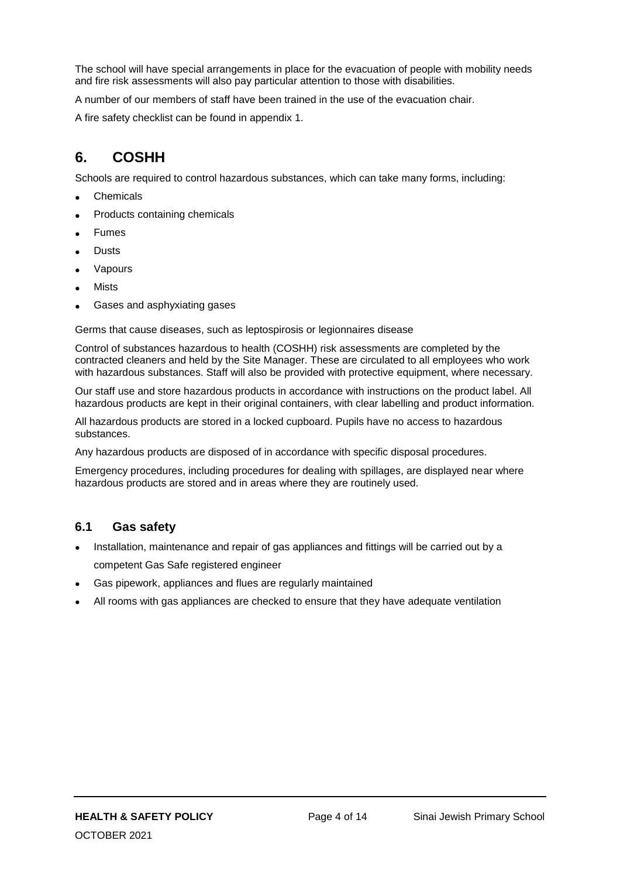The school will have special arrangements in place for the evacuation of people with mobility needs and fire risk assessments will also pay particular attention to those with disabilities.

A number of our members of staff have been trained in the use of the evacuation chair.

A fire safety checklist can be found in appendix 1.

## 6. COSHH

Schools are required to control hazardous substances, which can take many forms, including:

- Chemicals
- Products containing chemicals
- Fumes
- Dusts
- Vapours
- Mists
- Gases and asphyxiating gases

Germs that cause diseases, such as leptospirosis or legionnaires disease

Control of substances hazardous to health (COSHH) risk assessments are completed by the contracted cleaners and held by the Site Manager. These are circulated to all employees who work with hazardous substances. Staff will also be provided with protective equipment, where necessary.

Our staff use and store hazardous products in accordance with instructions on the product label. All hazardous products are kept in their original containers, with clear labelling and product information.

All hazardous products are stored in a locked cupboard. Pupils have no access to hazardous substances.

Any hazardous products are disposed of in accordance with specific disposal procedures.

Emergency procedures, including procedures for dealing with spillages, are displayed near where hazardous products are stored and in areas where they are routinely used.

### 6.1 Gas safety

- Installation, maintenance and repair of gas appliances and fittings will be carried out by a competent Gas Safe registered engineer
- Gas pipework, appliances and flues are regularly maintained
- All rooms with gas appliances are checked to ensure that they have adequate ventilation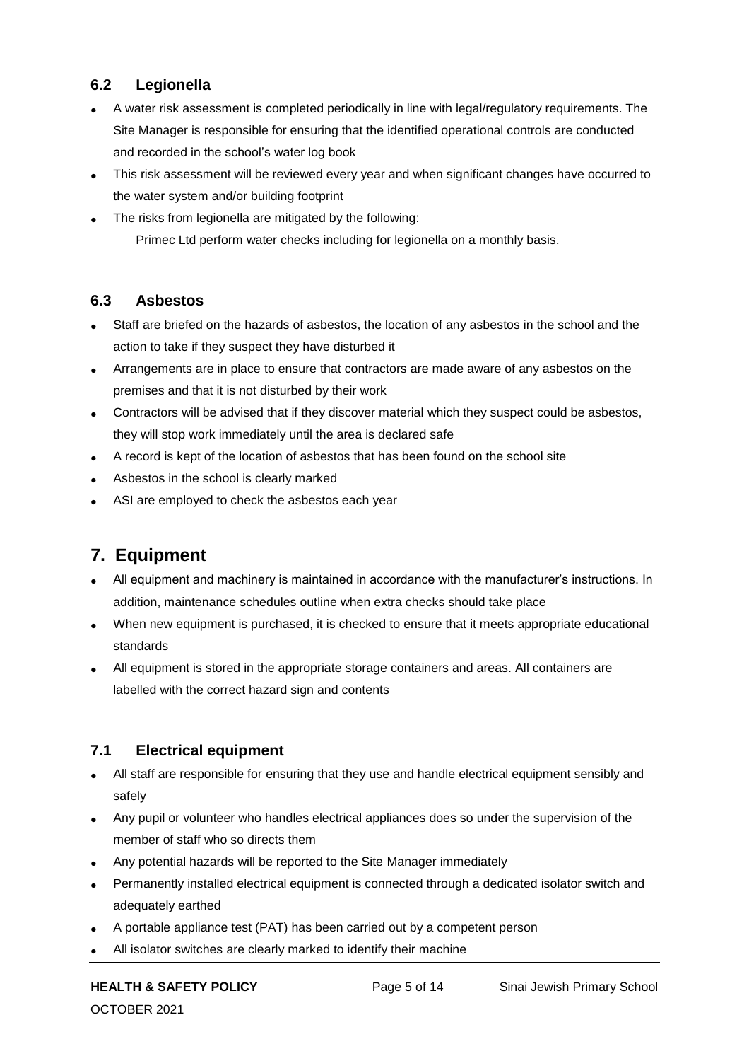### 6.2 Legionella

- A water risk assessment is completed periodically in line with legal/regulatory requirements. The Site Manager is responsible for ensuring that the identified operational controls are conducted and recorded in the school's water log book
- This risk assessment will be reviewed every year and when significant changes have occurred to the water system and/or building footprint
- The risks from legionella are mitigated by the following:

  Primec Ltd perform water checks including for legionella on a monthly basis.

### 6.3 Asbestos

- Staff are briefed on the hazards of asbestos, the location of any asbestos in the school and the action to take if they suspect they have disturbed it
- Arrangements are in place to ensure that contractors are made aware of any asbestos on the premises and that it is not disturbed by their work
- Contractors will be advised that if they discover material which they suspect could be asbestos, they will stop work immediately until the area is declared safe
- A record is kept of the location of asbestos that has been found on the school site
- Asbestos in the school is clearly marked
- ASI are employed to check the asbestos each year

## 7. Equipment

- All equipment and machinery is maintained in accordance with the manufacturer's instructions. In addition, maintenance schedules outline when extra checks should take place
- When new equipment is purchased, it is checked to ensure that it meets appropriate educational standards
- All equipment is stored in the appropriate storage containers and areas. All containers are labelled with the correct hazard sign and contents

### 7.1 Electrical equipment

- All staff are responsible for ensuring that they use and handle electrical equipment sensibly and safely
- Any pupil or volunteer who handles electrical appliances does so under the supervision of the member of staff who so directs them
- Any potential hazards will be reported to the Site Manager immediately
- Permanently installed electrical equipment is connected through a dedicated isolator switch and adequately earthed
- A portable appliance test (PAT) has been carried out by a competent person
- All isolator switches are clearly marked to identify their machine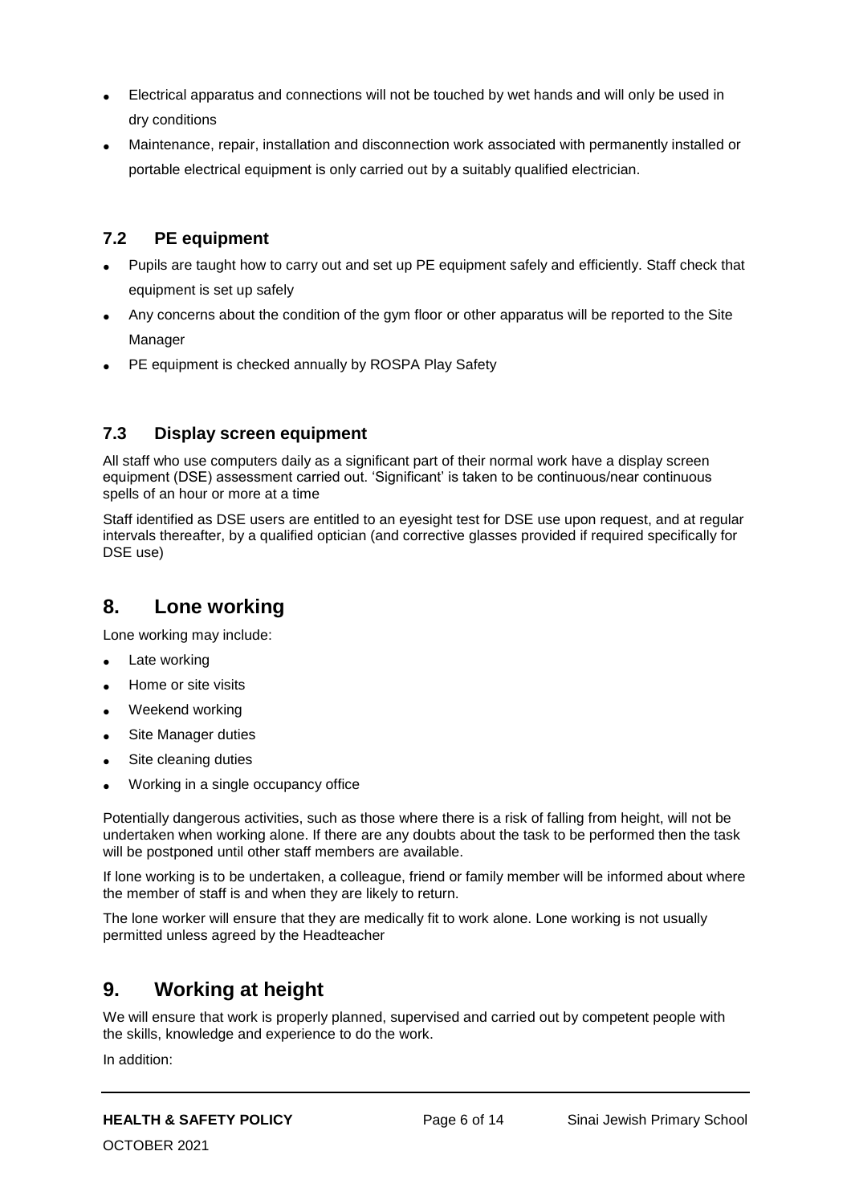- Electrical apparatus and connections will not be touched by wet hands and will only be used in dry conditions
- Maintenance, repair, installation and disconnection work associated with permanently installed or portable electrical equipment is only carried out by a suitably qualified electrician.

### 7.2 PE equipment

- Pupils are taught how to carry out and set up PE equipment safely and efficiently. Staff check that equipment is set up safely
- Any concerns about the condition of the gym floor or other apparatus will be reported to the Site Manager
- PE equipment is checked annually by ROSPA Play Safety

### 7.3 Display screen equipment

All staff who use computers daily as a significant part of their normal work have a display screen equipment (DSE) assessment carried out. 'Significant' is taken to be continuous/near continuous spells of an hour or more at a time

Staff identified as DSE users are entitled to an eyesight test for DSE use upon request, and at regular intervals thereafter, by a qualified optician (and corrective glasses provided if required specifically for DSE use)

## 8. Lone working

Lone working may include:

- Late working
- Home or site visits
- Weekend working
- Site Manager duties
- Site cleaning duties
- Working in a single occupancy office

Potentially dangerous activities, such as those where there is a risk of falling from height, will not be undertaken when working alone. If there are any doubts about the task to be performed then the task will be postponed until other staff members are available.

If lone working is to be undertaken, a colleague, friend or family member will be informed about where the member of staff is and when they are likely to return.

The lone worker will ensure that they are medically fit to work alone. Lone working is not usually permitted unless agreed by the Headteacher

## 9. Working at height

We will ensure that work is properly planned, supervised and carried out by competent people with the skills, knowledge and experience to do the work.

In addition: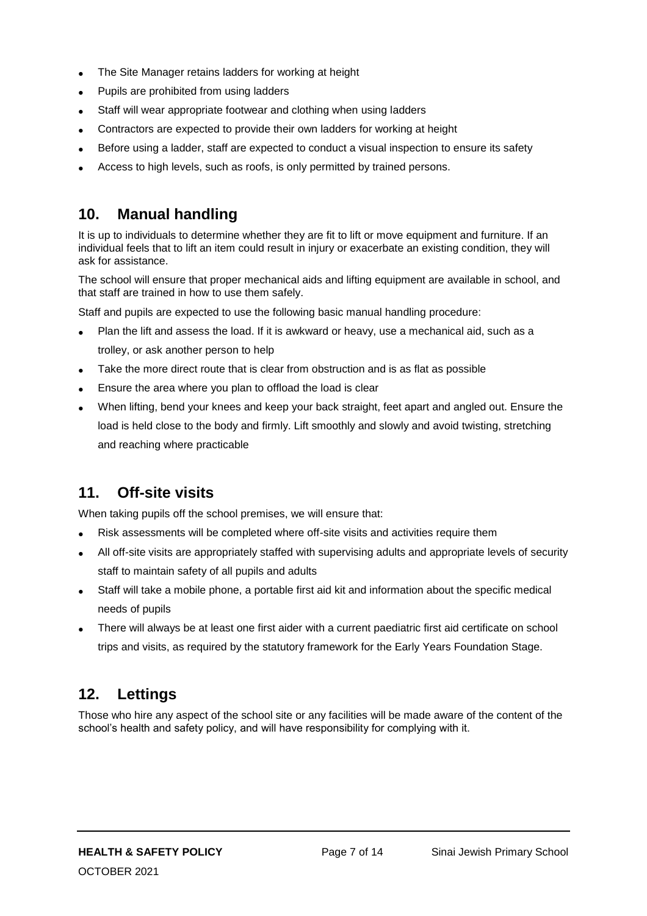- The Site Manager retains ladders for working at height
- Pupils are prohibited from using ladders
- Staff will wear appropriate footwear and clothing when using ladders
- Contractors are expected to provide their own ladders for working at height
- Before using a ladder, staff are expected to conduct a visual inspection to ensure its safety
- Access to high levels, such as roofs, is only permitted by trained persons.

## 10. Manual handling

It is up to individuals to determine whether they are fit to lift or move equipment and furniture. If an individual feels that to lift an item could result in injury or exacerbate an existing condition, they will ask for assistance.

The school will ensure that proper mechanical aids and lifting equipment are available in school, and that staff are trained in how to use them safely.

Staff and pupils are expected to use the following basic manual handling procedure:

- Plan the lift and assess the load. If it is awkward or heavy, use a mechanical aid, such as a trolley, or ask another person to help
- Take the more direct route that is clear from obstruction and is as flat as possible
- Ensure the area where you plan to offload the load is clear
- When lifting, bend your knees and keep your back straight, feet apart and angled out. Ensure the load is held close to the body and firmly. Lift smoothly and slowly and avoid twisting, stretching and reaching where practicable

## 11. Off-site visits

When taking pupils off the school premises, we will ensure that:

- Risk assessments will be completed where off-site visits and activities require them
- All off-site visits are appropriately staffed with supervising adults and appropriate levels of security staff to maintain safety of all pupils and adults
- Staff will take a mobile phone, a portable first aid kit and information about the specific medical needs of pupils
- There will always be at least one first aider with a current paediatric first aid certificate on school trips and visits, as required by the statutory framework for the Early Years Foundation Stage.

## 12. Lettings

Those who hire any aspect of the school site or any facilities will be made aware of the content of the school's health and safety policy, and will have responsibility for complying with it.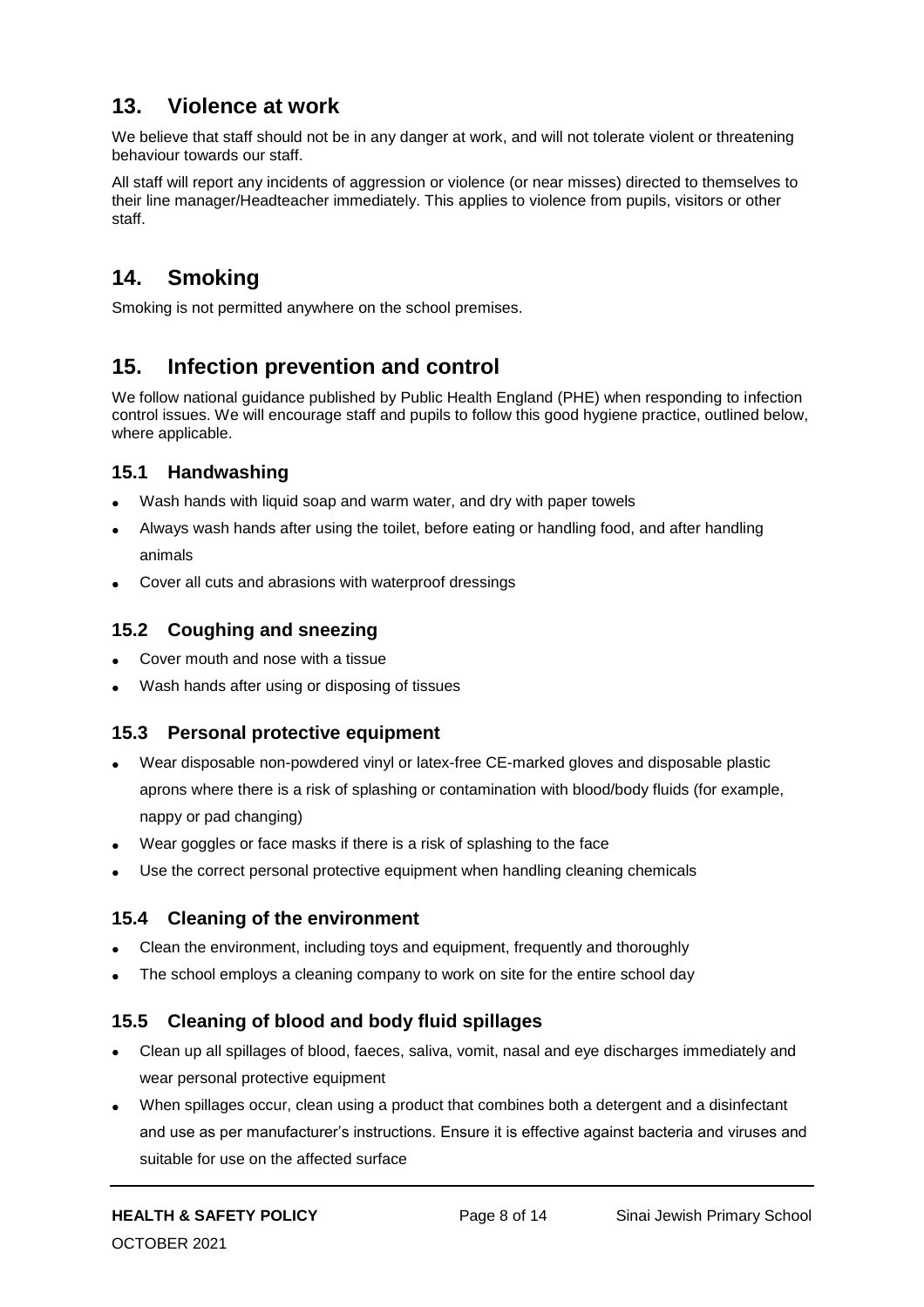## 13. Violence at work

We believe that staff should not be in any danger at work, and will not tolerate violent or threatening behaviour towards our staff.

All staff will report any incidents of aggression or violence (or near misses) directed to themselves to their line manager/Headteacher immediately. This applies to violence from pupils, visitors or other staff.

## 14. Smoking

Smoking is not permitted anywhere on the school premises.

## 15. Infection prevention and control

We follow national guidance published by Public Health England (PHE) when responding to infection control issues. We will encourage staff and pupils to follow this good hygiene practice, outlined below, where applicable.

### 15.1 Handwashing

- Wash hands with liquid soap and warm water, and dry with paper towels
- Always wash hands after using the toilet, before eating or handling food, and after handling animals
- Cover all cuts and abrasions with waterproof dressings

### 15.2 Coughing and sneezing

- Cover mouth and nose with a tissue
- Wash hands after using or disposing of tissues

### 15.3 Personal protective equipment

- Wear disposable non-powdered vinyl or latex-free CE-marked gloves and disposable plastic aprons where there is a risk of splashing or contamination with blood/body fluids (for example, nappy or pad changing)
- Wear goggles or face masks if there is a risk of splashing to the face
- Use the correct personal protective equipment when handling cleaning chemicals

### 15.4 Cleaning of the environment

- Clean the environment, including toys and equipment, frequently and thoroughly
- The school employs a cleaning company to work on site for the entire school day

### 15.5 Cleaning of blood and body fluid spillages

- Clean up all spillages of blood, faeces, saliva, vomit, nasal and eye discharges immediately and wear personal protective equipment
- When spillages occur, clean using a product that combines both a detergent and a disinfectant and use as per manufacturer's instructions. Ensure it is effective against bacteria and viruses and suitable for use on the affected surface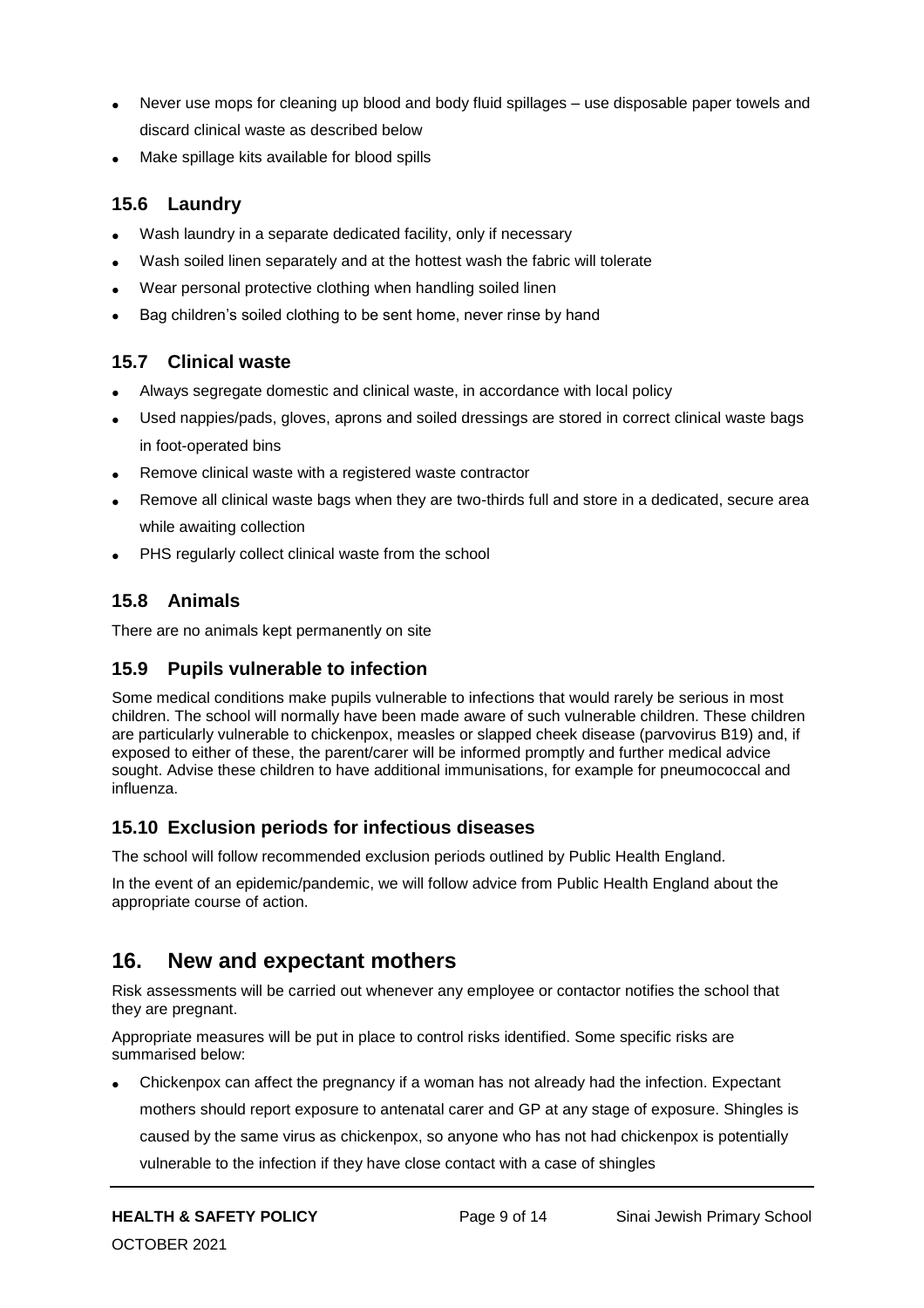- Never use mops for cleaning up blood and body fluid spillages – use disposable paper towels and discard clinical waste as described below
- Make spillage kits available for blood spills

### 15.6 Laundry

- Wash laundry in a separate dedicated facility, only if necessary
- Wash soiled linen separately and at the hottest wash the fabric will tolerate
- Wear personal protective clothing when handling soiled linen
- Bag children's soiled clothing to be sent home, never rinse by hand

### 15.7 Clinical waste

- Always segregate domestic and clinical waste, in accordance with local policy
- Used nappies/pads, gloves, aprons and soiled dressings are stored in correct clinical waste bags in foot-operated bins
- Remove clinical waste with a registered waste contractor
- Remove all clinical waste bags when they are two-thirds full and store in a dedicated, secure area while awaiting collection
- PHS regularly collect clinical waste from the school

### 15.8 Animals

There are no animals kept permanently on site

### 15.9 Pupils vulnerable to infection

Some medical conditions make pupils vulnerable to infections that would rarely be serious in most children. The school will normally have been made aware of such vulnerable children. These children are particularly vulnerable to chickenpox, measles or slapped cheek disease (parvovirus B19) and, if exposed to either of these, the parent/carer will be informed promptly and further medical advice sought. Advise these children to have additional immunisations, for example for pneumococcal and influenza.

### 15.10 Exclusion periods for infectious diseases

The school will follow recommended exclusion periods outlined by Public Health England.

In the event of an epidemic/pandemic, we will follow advice from Public Health England about the appropriate course of action.

## 16. New and expectant mothers

Risk assessments will be carried out whenever any employee or contactor notifies the school that they are pregnant.

Appropriate measures will be put in place to control risks identified. Some specific risks are summarised below:

- Chickenpox can affect the pregnancy if a woman has not already had the infection. Expectant mothers should report exposure to antenatal carer and GP at any stage of exposure. Shingles is caused by the same virus as chickenpox, so anyone who has not had chickenpox is potentially vulnerable to the infection if they have close contact with a case of shingles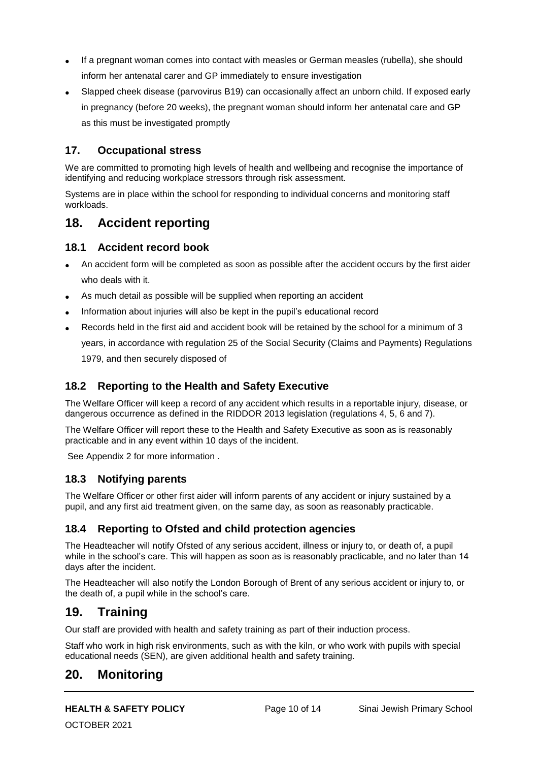- If a pregnant woman comes into contact with measles or German measles (rubella), she should inform her antenatal carer and GP immediately to ensure investigation
- Slapped cheek disease (parvovirus B19) can occasionally affect an unborn child. If exposed early in pregnancy (before 20 weeks), the pregnant woman should inform her antenatal care and GP as this must be investigated promptly

### 17. Occupational stress

We are committed to promoting high levels of health and wellbeing and recognise the importance of identifying and reducing workplace stressors through risk assessment.

Systems are in place within the school for responding to individual concerns and monitoring staff workloads.

## 18. Accident reporting

### 18.1 Accident record book

- An accident form will be completed as soon as possible after the accident occurs by the first aider who deals with it.
- As much detail as possible will be supplied when reporting an accident
- Information about injuries will also be kept in the pupil's educational record
- Records held in the first aid and accident book will be retained by the school for a minimum of 3 years, in accordance with regulation 25 of the Social Security (Claims and Payments) Regulations 1979, and then securely disposed of

### 18.2 Reporting to the Health and Safety Executive

The Welfare Officer will keep a record of any accident which results in a reportable injury, disease, or dangerous occurrence as defined in the RIDDOR 2013 legislation (regulations 4, 5, 6 and 7).

The Welfare Officer will report these to the Health and Safety Executive as soon as is reasonably practicable and in any event within 10 days of the incident.

See Appendix 2 for more information .

### 18.3 Notifying parents

The Welfare Officer or other first aider will inform parents of any accident or injury sustained by a pupil, and any first aid treatment given, on the same day, as soon as reasonably practicable.

### 18.4 Reporting to Ofsted and child protection agencies

The Headteacher will notify Ofsted of any serious accident, illness or injury to, or death of, a pupil while in the school's care. This will happen as soon as is reasonably practicable, and no later than 14 days after the incident.

The Headteacher will also notify the London Borough of Brent of any serious accident or injury to, or the death of, a pupil while in the school's care.

## 19. Training

Our staff are provided with health and safety training as part of their induction process.

Staff who work in high risk environments, such as with the kiln, or who work with pupils with special educational needs (SEN), are given additional health and safety training.

## 20. Monitoring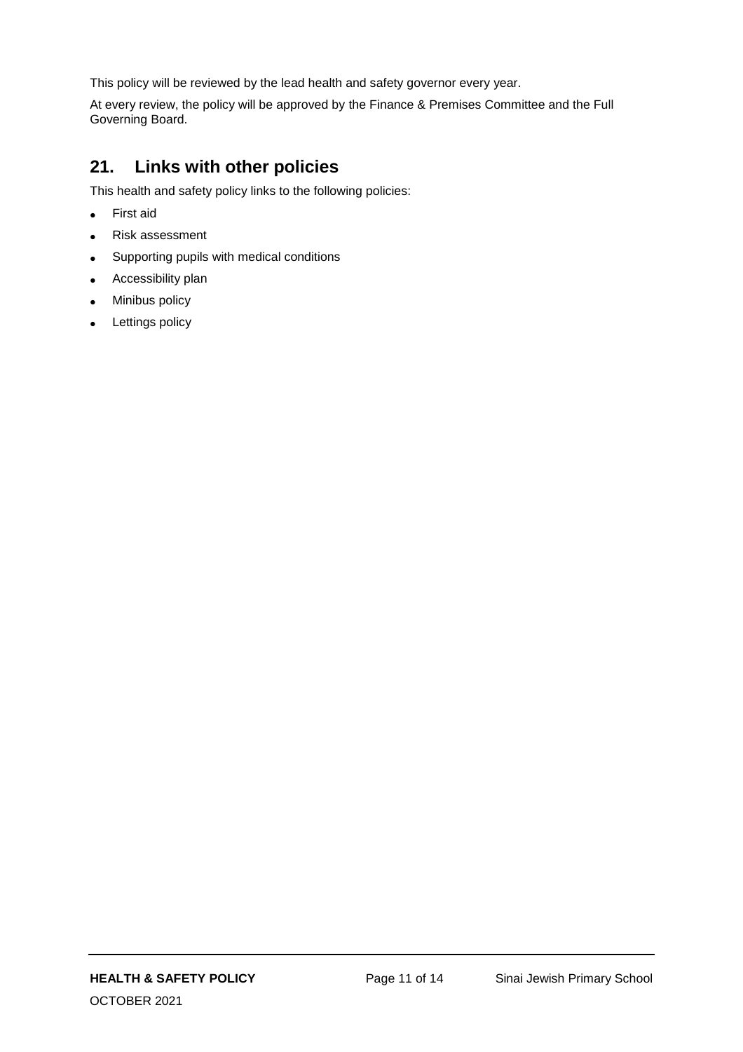This policy will be reviewed by the lead health and safety governor every year.

At every review, the policy will be approved by the Finance & Premises Committee and the Full Governing Board.

## 21. Links with other policies

This health and safety policy links to the following policies:

- First aid
- Risk assessment
- Supporting pupils with medical conditions
- Accessibility plan
- Minibus policy
- Lettings policy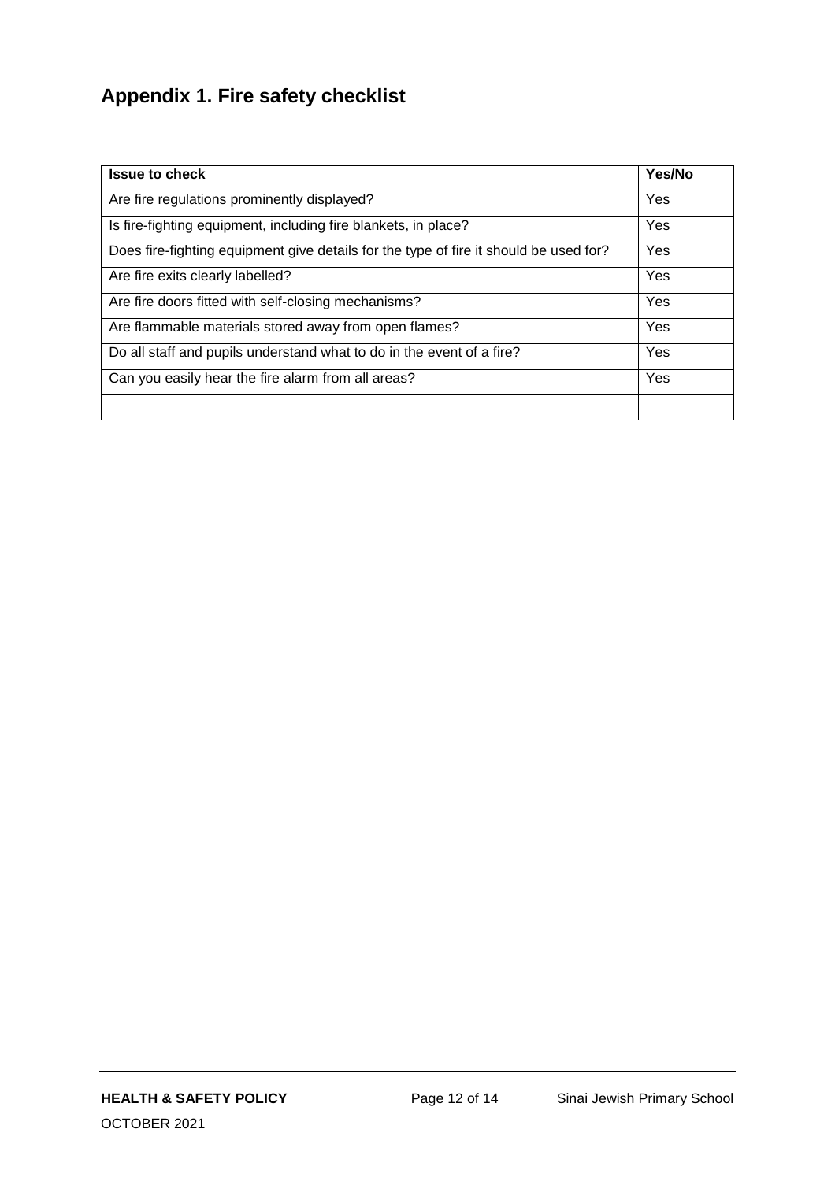## Appendix 1. Fire safety checklist

| Issue to check | Yes/No |
| --- | --- |
| Are fire regulations prominently displayed? | Yes |
| Is fire-fighting equipment, including fire blankets, in place? | Yes |
| Does fire-fighting equipment give details for the type of fire it should be used for? | Yes |
| Are fire exits clearly labelled? | Yes |
| Are fire doors fitted with self-closing mechanisms? | Yes |
| Are flammable materials stored away from open flames? | Yes |
| Do all staff and pupils understand what to do in the event of a fire? | Yes |
| Can you easily hear the fire alarm from all areas? | Yes |
| | |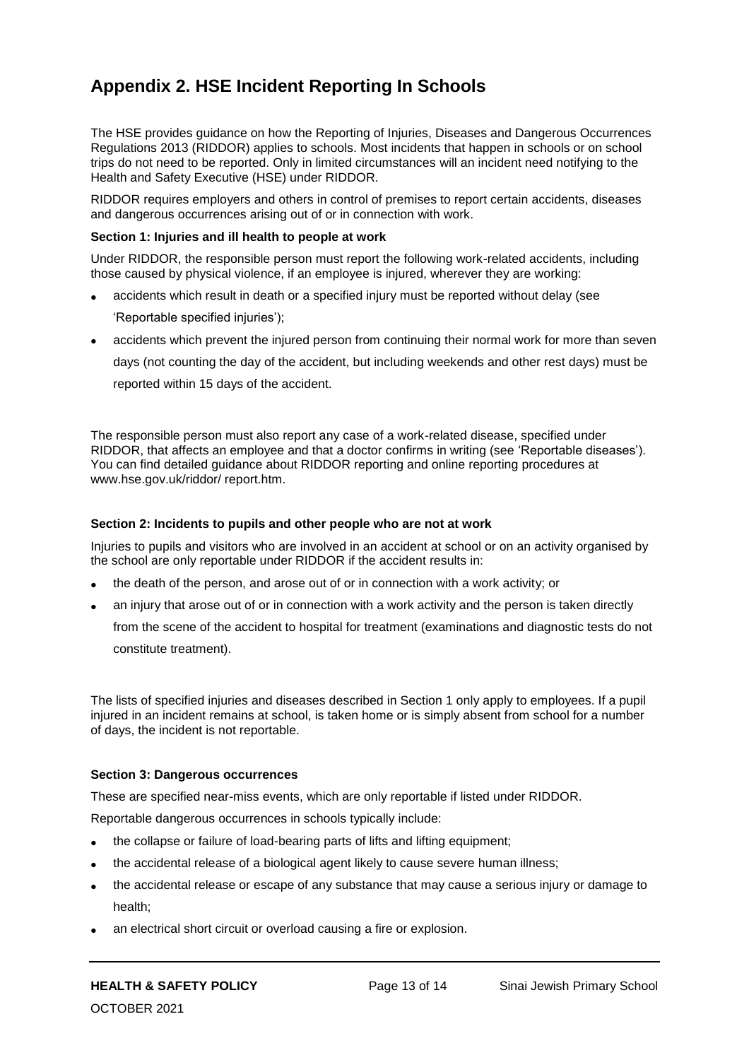## Appendix 2. HSE Incident Reporting In Schools

The HSE provides guidance on how the Reporting of Injuries, Diseases and Dangerous Occurrences Regulations 2013 (RIDDOR) applies to schools. Most incidents that happen in schools or on school trips do not need to be reported. Only in limited circumstances will an incident need notifying to the Health and Safety Executive (HSE) under RIDDOR.

RIDDOR requires employers and others in control of premises to report certain accidents, diseases and dangerous occurrences arising out of or in connection with work.

**Section 1: Injuries and ill health to people at work**

Under RIDDOR, the responsible person must report the following work-related accidents, including those caused by physical violence, if an employee is injured, wherever they are working:

- accidents which result in death or a specified injury must be reported without delay (see 'Reportable specified injuries');
- accidents which prevent the injured person from continuing their normal work for more than seven days (not counting the day of the accident, but including weekends and other rest days) must be reported within 15 days of the accident.

The responsible person must also report any case of a work-related disease, specified under RIDDOR, that affects an employee and that a doctor confirms in writing (see 'Reportable diseases'). You can find detailed guidance about RIDDOR reporting and online reporting procedures at www.hse.gov.uk/riddor/ report.htm.

**Section 2: Incidents to pupils and other people who are not at work**

Injuries to pupils and visitors who are involved in an accident at school or on an activity organised by the school are only reportable under RIDDOR if the accident results in:

- the death of the person, and arose out of or in connection with a work activity; or
- an injury that arose out of or in connection with a work activity and the person is taken directly from the scene of the accident to hospital for treatment (examinations and diagnostic tests do not constitute treatment).

The lists of specified injuries and diseases described in Section 1 only apply to employees. If a pupil injured in an incident remains at school, is taken home or is simply absent from school for a number of days, the incident is not reportable.

**Section 3: Dangerous occurrences**

These are specified near-miss events, which are only reportable if listed under RIDDOR.

Reportable dangerous occurrences in schools typically include:

- the collapse or failure of load-bearing parts of lifts and lifting equipment;
- the accidental release of a biological agent likely to cause severe human illness;
- the accidental release or escape of any substance that may cause a serious injury or damage to health;
- an electrical short circuit or overload causing a fire or explosion.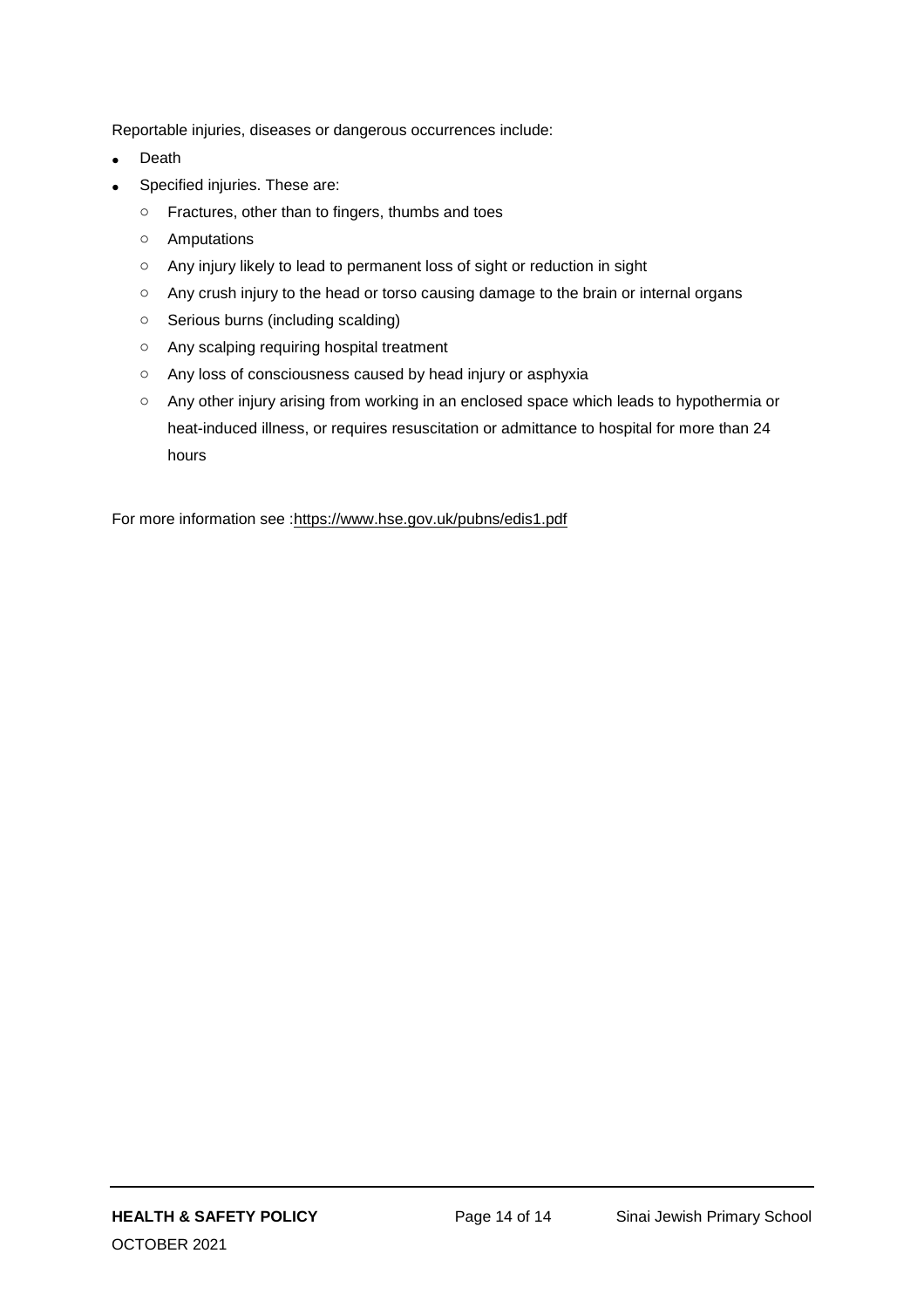Reportable injuries, diseases or dangerous occurrences include:

- Death
- Specified injuries. These are:
  - Fractures, other than to fingers, thumbs and toes
  - Amputations
  - Any injury likely to lead to permanent loss of sight or reduction in sight
  - Any crush injury to the head or torso causing damage to the brain or internal organs
  - Serious burns (including scalding)
  - Any scalping requiring hospital treatment
  - Any loss of consciousness caused by head injury or asphyxia
  - Any other injury arising from working in an enclosed space which leads to hypothermia or heat-induced illness, or requires resuscitation or admittance to hospital for more than 24 hours

For more information see :https://www.hse.gov.uk/pubns/edis1.pdf